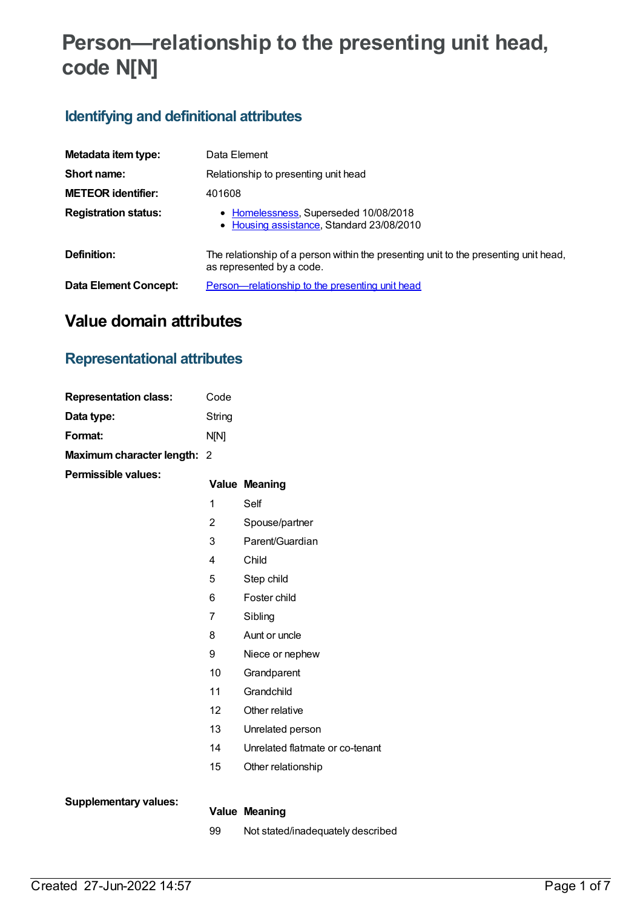# Person—relationship to the presenting unit head, code N[N]

## Identifying and definitional attributes

| | |
|---|---|
| **Metadata item type:** | Data Element |
| **Short name:** | Relationship to presenting unit head |
| **METEOR identifier:** | 401608 |
| **Registration status:** | • Homelessness, Superseded 10/08/2018<br>• Housing assistance, Standard 23/08/2010 |
| **Definition:** | The relationship of a person within the presenting unit to the presenting unit head, as represented by a code. |
| **Data Element Concept:** | Person—relationship to the presenting unit head |

# Value domain attributes

## Representational attributes

| | |
|---|---|
| **Representation class:** | Code |
| **Data type:** | String |
| **Format:** | N[N] |
| **Maximum character length:** | 2 |

**Permissible values:**

| Value | Meaning |
|---|---|
| 1 | Self |
| 2 | Spouse/partner |
| 3 | Parent/Guardian |
| 4 | Child |
| 5 | Step child |
| 6 | Foster child |
| 7 | Sibling |
| 8 | Aunt or uncle |
| 9 | Niece or nephew |
| 10 | Grandparent |
| 11 | Grandchild |
| 12 | Other relative |
| 13 | Unrelated person |
| 14 | Unrelated flatmate or co-tenant |
| 15 | Other relationship |

**Supplementary values:**

| Value | Meaning |
|---|---|
| 99 | Not stated/inadequately described |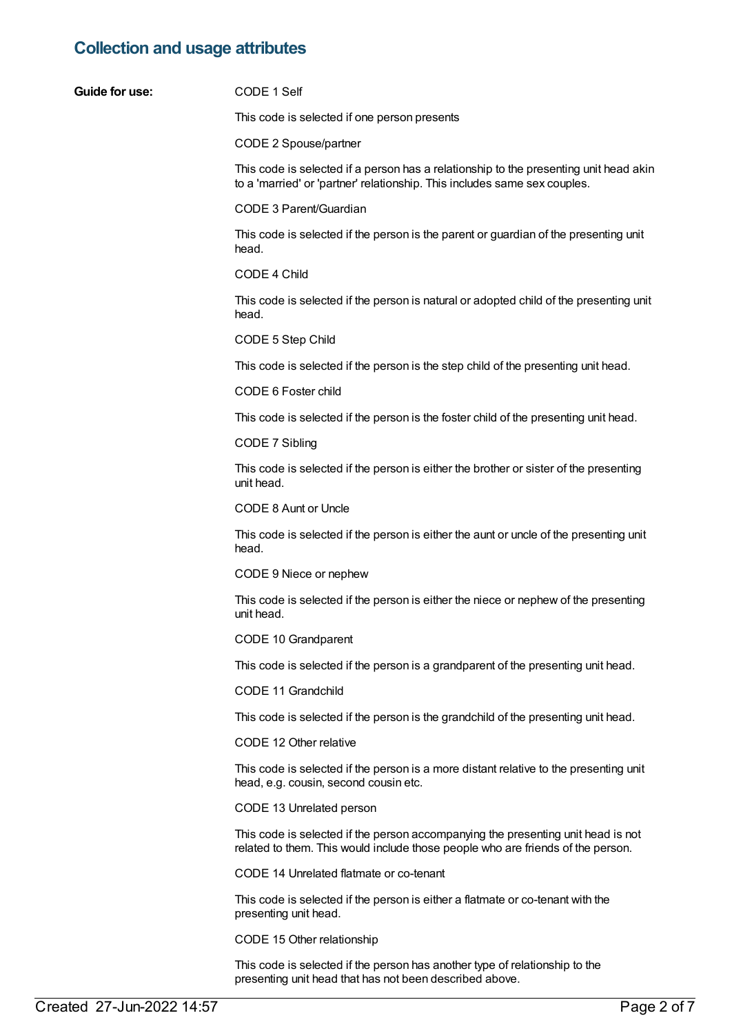## Collection and usage attributes

**Guide for use:**

CODE 1 Self

This code is selected if one person presents

CODE 2 Spouse/partner

This code is selected if a person has a relationship to the presenting unit head akin to a 'married' or 'partner' relationship. This includes same sex couples.

CODE 3 Parent/Guardian

This code is selected if the person is the parent or guardian of the presenting unit head.

CODE 4 Child

This code is selected if the person is natural or adopted child of the presenting unit head.

CODE 5 Step Child

This code is selected if the person is the step child of the presenting unit head.

CODE 6 Foster child

This code is selected if the person is the foster child of the presenting unit head.

CODE 7 Sibling

This code is selected if the person is either the brother or sister of the presenting unit head.

CODE 8 Aunt or Uncle

This code is selected if the person is either the aunt or uncle of the presenting unit head.

CODE 9 Niece or nephew

This code is selected if the person is either the niece or nephew of the presenting unit head.

CODE 10 Grandparent

This code is selected if the person is a grandparent of the presenting unit head.

CODE 11 Grandchild

This code is selected if the person is the grandchild of the presenting unit head.

CODE 12 Other relative

This code is selected if the person is a more distant relative to the presenting unit head, e.g. cousin, second cousin etc.

CODE 13 Unrelated person

This code is selected if the person accompanying the presenting unit head is not related to them. This would include those people who are friends of the person.

CODE 14 Unrelated flatmate or co-tenant

This code is selected if the person is either a flatmate or co-tenant with the presenting unit head.

CODE 15 Other relationship

This code is selected if the person has another type of relationship to the presenting unit head that has not been described above.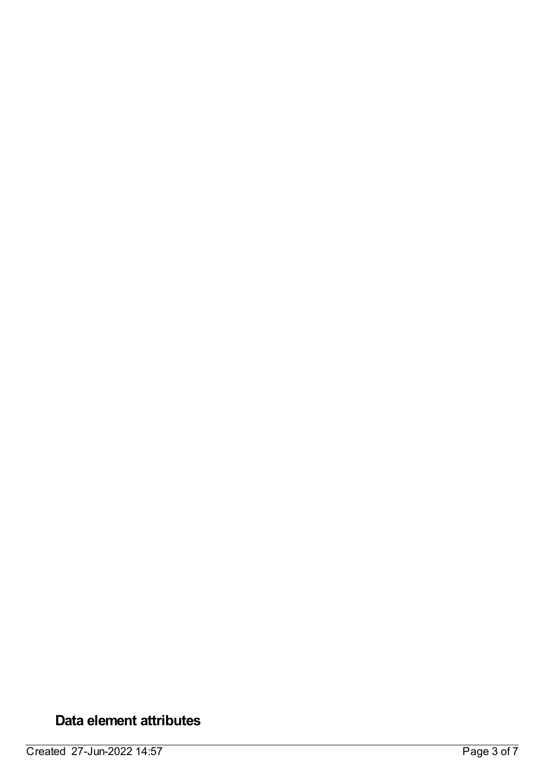## Data element attributes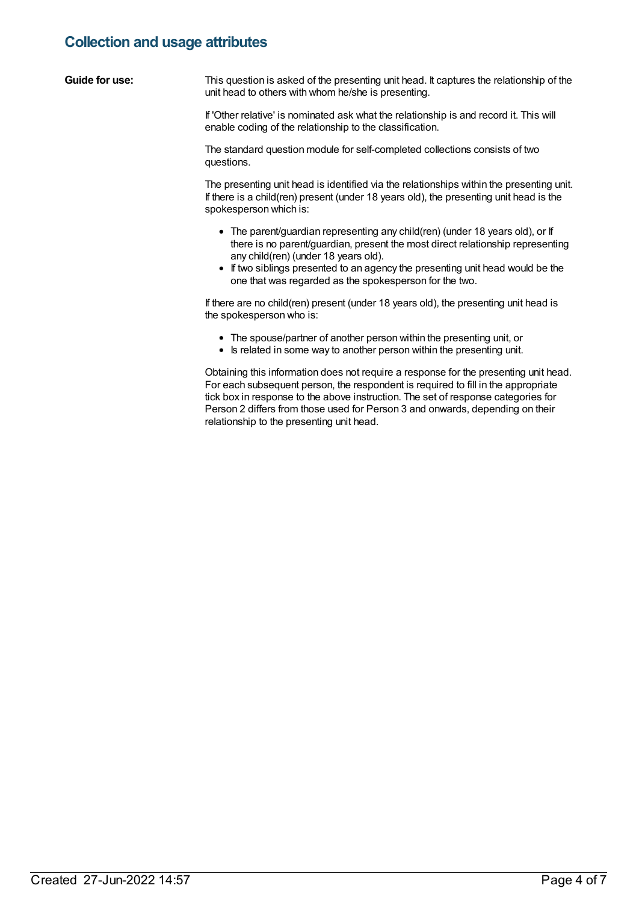## Collection and usage attributes

**Guide for use:**

This question is asked of the presenting unit head. It captures the relationship of the unit head to others with whom he/she is presenting.

If 'Other relative' is nominated ask what the relationship is and record it. This will enable coding of the relationship to the classification.

The standard question module for self-completed collections consists of two questions.

The presenting unit head is identified via the relationships within the presenting unit. If there is a child(ren) present (under 18 years old), the presenting unit head is the spokesperson which is:

- The parent/guardian representing any child(ren) (under 18 years old), or If there is no parent/guardian, present the most direct relationship representing any child(ren) (under 18 years old).
- If two siblings presented to an agency the presenting unit head would be the one that was regarded as the spokesperson for the two.

If there are no child(ren) present (under 18 years old), the presenting unit head is the spokesperson who is:

- The spouse/partner of another person within the presenting unit, or
- Is related in some way to another person within the presenting unit.

Obtaining this information does not require a response for the presenting unit head. For each subsequent person, the respondent is required to fill in the appropriate tick box in response to the above instruction. The set of response categories for Person 2 differs from those used for Person 3 and onwards, depending on their relationship to the presenting unit head.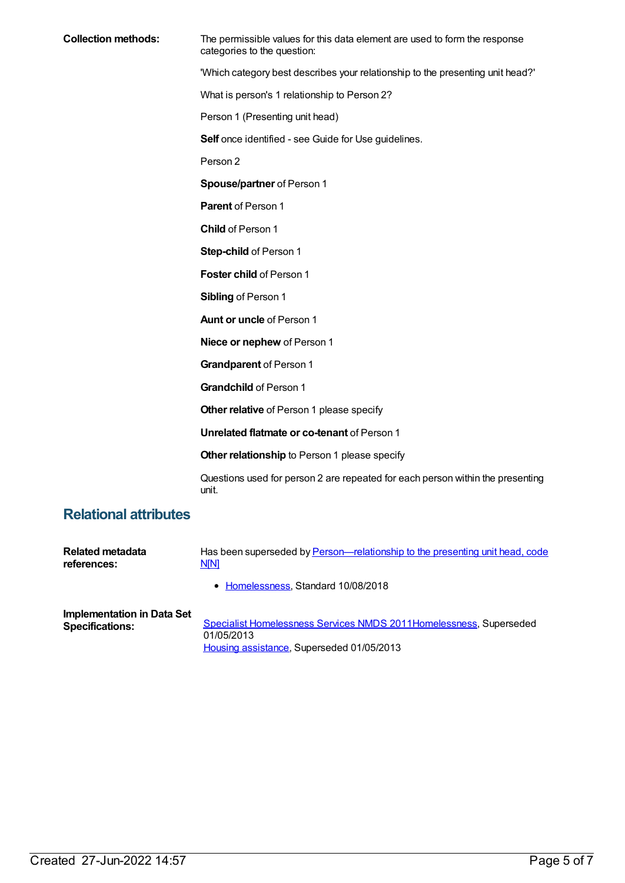**Collection methods:**

The permissible values for this data element are used to form the response categories to the question:

'Which category best describes your relationship to the presenting unit head?'

What is person's 1 relationship to Person 2?

Person 1 (Presenting unit head)

**Self** once identified - see Guide for Use guidelines.

Person 2

**Spouse/partner** of Person 1

**Parent** of Person 1

**Child** of Person 1

**Step-child** of Person 1

**Foster child** of Person 1

**Sibling** of Person 1

**Aunt or uncle** of Person 1

**Niece or nephew** of Person 1

**Grandparent** of Person 1

**Grandchild** of Person 1

**Other relative** of Person 1 please specify

**Unrelated flatmate or co-tenant** of Person 1

**Other relationship** to Person 1 please specify

Questions used for person 2 are repeated for each person within the presenting unit.

## Relational attributes

**Related metadata references:**

Has been superseded by Person—relationship to the presenting unit head, code N[N]

- Homelessness, Standard 10/08/2018

**Implementation in Data Set Specifications:**

Specialist Homelessness Services NMDS 2011Homelessness, Superseded 01/05/2013
Housing assistance, Superseded 01/05/2013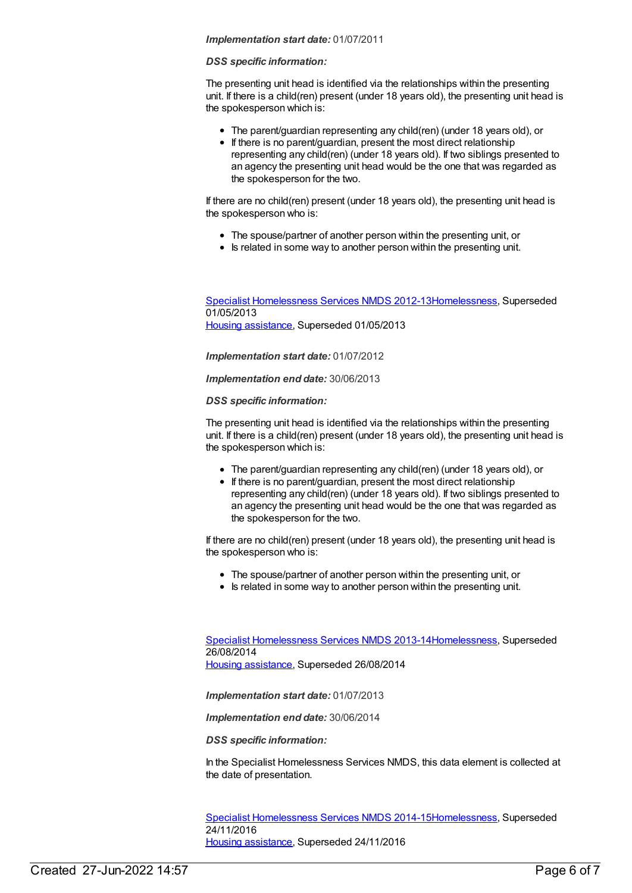***Implementation start date:*** 01/07/2011

***DSS specific information:***

The presenting unit head is identified via the relationships within the presenting unit. If there is a child(ren) present (under 18 years old), the presenting unit head is the spokesperson which is:

- The parent/guardian representing any child(ren) (under 18 years old), or
- If there is no parent/guardian, present the most direct relationship representing any child(ren) (under 18 years old). If two siblings presented to an agency the presenting unit head would be the one that was regarded as the spokesperson for the two.

If there are no child(ren) present (under 18 years old), the presenting unit head is the spokesperson who is:

- The spouse/partner of another person within the presenting unit, or
- Is related in some way to another person within the presenting unit.

Specialist Homelessness Services NMDS 2012-13Homelessness, Superseded 01/05/2013
Housing assistance, Superseded 01/05/2013

***Implementation start date:*** 01/07/2012

***Implementation end date:*** 30/06/2013

***DSS specific information:***

The presenting unit head is identified via the relationships within the presenting unit. If there is a child(ren) present (under 18 years old), the presenting unit head is the spokesperson which is:

- The parent/guardian representing any child(ren) (under 18 years old), or
- If there is no parent/guardian, present the most direct relationship representing any child(ren) (under 18 years old). If two siblings presented to an agency the presenting unit head would be the one that was regarded as the spokesperson for the two.

If there are no child(ren) present (under 18 years old), the presenting unit head is the spokesperson who is:

- The spouse/partner of another person within the presenting unit, or
- Is related in some way to another person within the presenting unit.

Specialist Homelessness Services NMDS 2013-14Homelessness, Superseded 26/08/2014
Housing assistance, Superseded 26/08/2014

***Implementation start date:*** 01/07/2013

***Implementation end date:*** 30/06/2014

***DSS specific information:***

In the Specialist Homelessness Services NMDS, this data element is collected at the date of presentation.

Specialist Homelessness Services NMDS 2014-15Homelessness, Superseded 24/11/2016
Housing assistance, Superseded 24/11/2016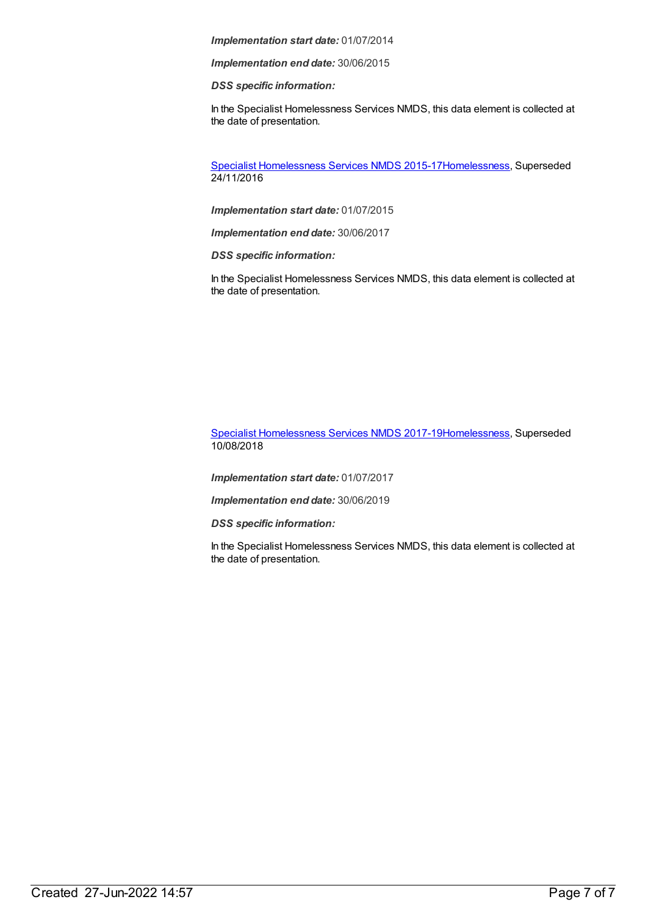***Implementation start date:*** 01/07/2014

***Implementation end date:*** 30/06/2015

***DSS specific information:***

In the Specialist Homelessness Services NMDS, this data element is collected at the date of presentation.

Specialist Homelessness Services NMDS 2015-17Homelessness, Superseded 24/11/2016

***Implementation start date:*** 01/07/2015

***Implementation end date:*** 30/06/2017

***DSS specific information:***

In the Specialist Homelessness Services NMDS, this data element is collected at the date of presentation.

Specialist Homelessness Services NMDS 2017-19Homelessness, Superseded 10/08/2018

***Implementation start date:*** 01/07/2017

***Implementation end date:*** 30/06/2019

***DSS specific information:***

In the Specialist Homelessness Services NMDS, this data element is collected at the date of presentation.